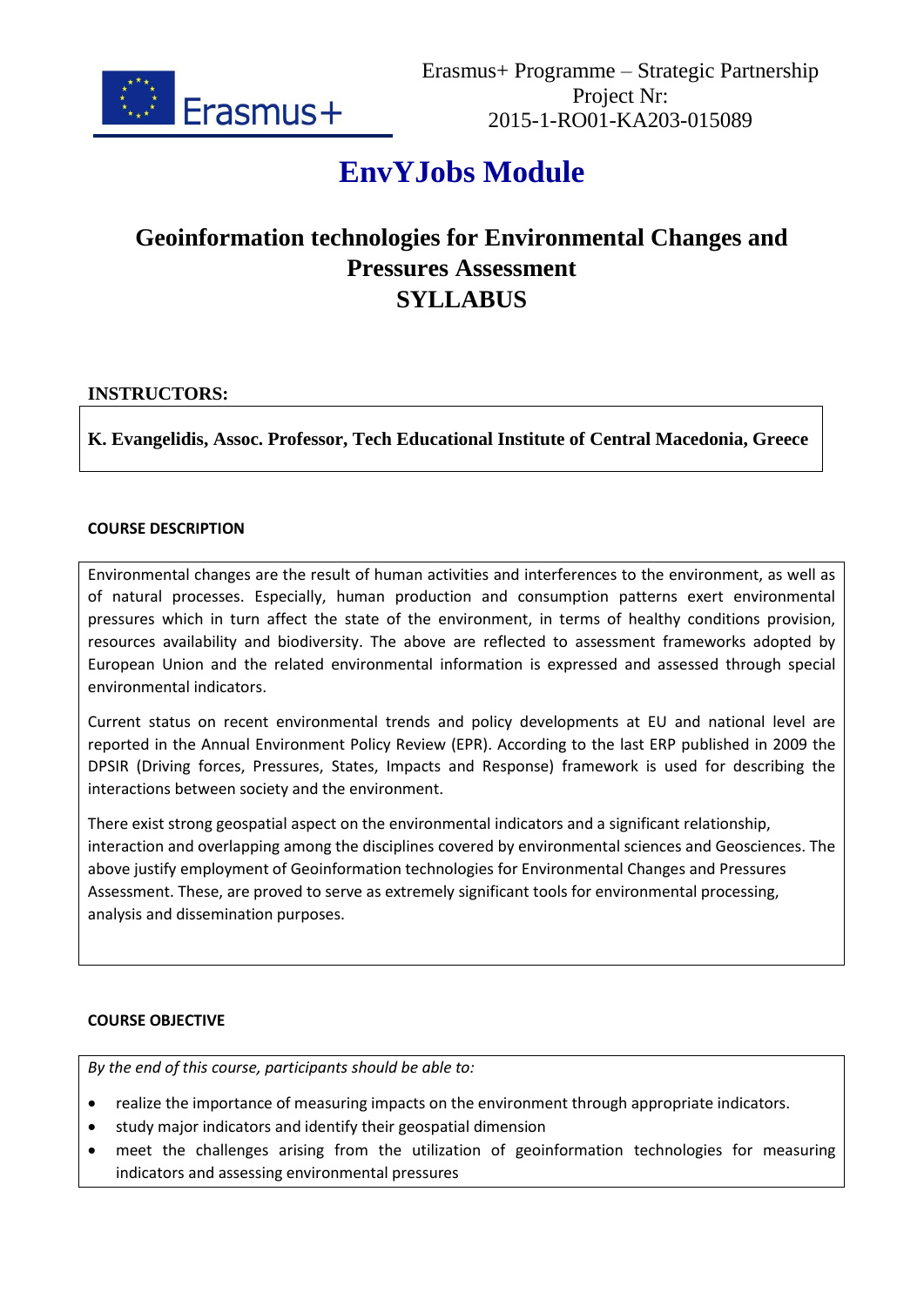Erasmus+ Programme – Strategic Partnership
Project Nr:
2015-1-RO01-KA203-015089

# EnvYJobs Module

## Geoinformation technologies for Environmental Changes and Pressures Assessment
## SYLLABUS

**INSTRUCTORS:**

**K. Evangelidis, Assoc. Professor, Tech Educational Institute of Central Macedonia, Greece**

**COURSE DESCRIPTION**

Environmental changes are the result of human activities and interferences to the environment, as well as of natural processes. Especially, human production and consumption patterns exert environmental pressures which in turn affect the state of the environment, in terms of healthy conditions provision, resources availability and biodiversity. The above are reflected to assessment frameworks adopted by European Union and the related environmental information is expressed and assessed through special environmental indicators.

Current status on recent environmental trends and policy developments at EU and national level are reported in the Annual Environment Policy Review (EPR). According to the last ERP published in 2009 the DPSIR (Driving forces, Pressures, States, Impacts and Response) framework is used for describing the interactions between society and the environment.

There exist strong geospatial aspect on the environmental indicators and a significant relationship, interaction and overlapping among the disciplines covered by environmental sciences and Geosciences. The above justify employment of Geoinformation technologies for Environmental Changes and Pressures Assessment. These, are proved to serve as extremely significant tools for environmental processing, analysis and dissemination purposes.

**COURSE OBJECTIVE**

*By the end of this course, participants should be able to:*

- realize the importance of measuring impacts on the environment through appropriate indicators.
- study major indicators and identify their geospatial dimension
- meet the challenges arising from the utilization of geoinformation technologies for measuring indicators and assessing environmental pressures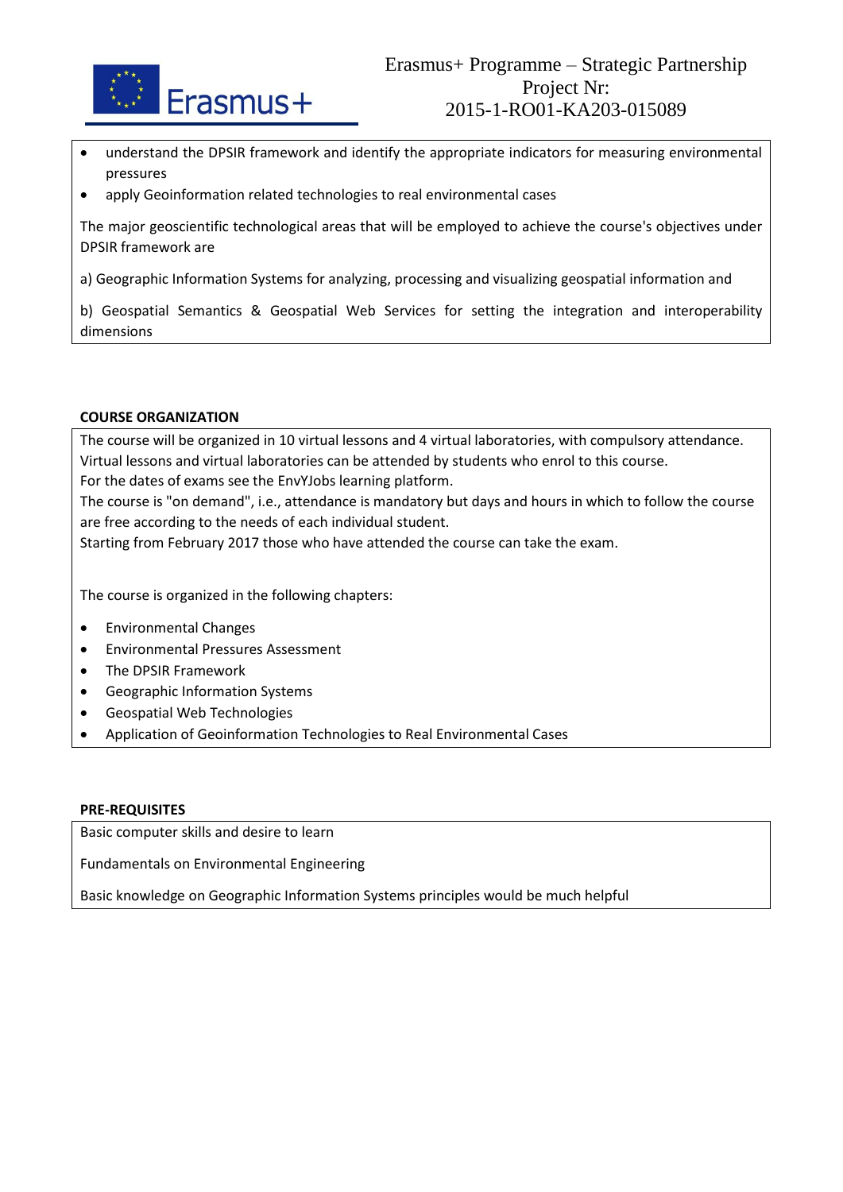- understand the DPSIR framework and identify the appropriate indicators for measuring environmental pressures
- apply Geoinformation related technologies to real environmental cases

The major geoscientific technological areas that will be employed to achieve the course's objectives under DPSIR framework are

a) Geographic Information Systems for analyzing, processing and visualizing geospatial information and

b) Geospatial Semantics & Geospatial Web Services for setting the integration and interoperability dimensions

**COURSE ORGANIZATION**

The course will be organized in 10 virtual lessons and 4 virtual laboratories, with compulsory attendance.
Virtual lessons and virtual laboratories can be attended by students who enrol to this course.
For the dates of exams see the EnvYJobs learning platform.
The course is "on demand", i.e., attendance is mandatory but days and hours in which to follow the course are free according to the needs of each individual student.
Starting from February 2017 those who have attended the course can take the exam.

The course is organized in the following chapters:

- Environmental Changes
- Environmental Pressures Assessment
- The DPSIR Framework
- Geographic Information Systems
- Geospatial Web Technologies
- Application of Geoinformation Technologies to Real Environmental Cases

**PRE-REQUISITES**

Basic computer skills and desire to learn

Fundamentals on Environmental Engineering

Basic knowledge on Geographic Information Systems principles would be much helpful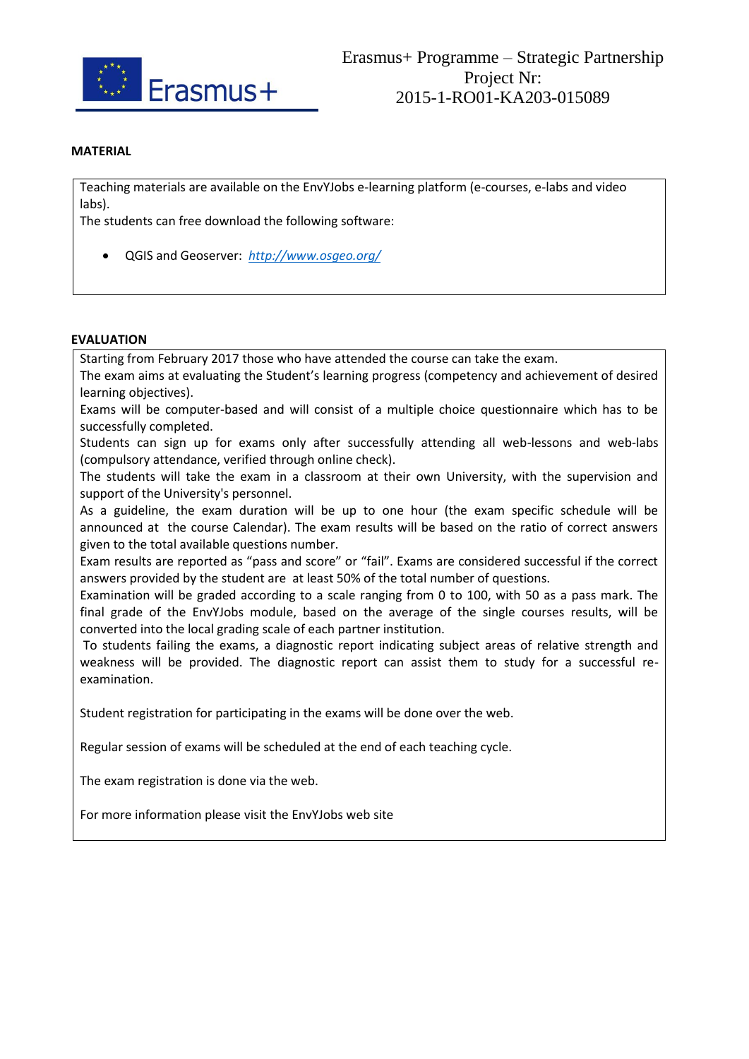**MATERIAL**

Teaching materials are available on the EnvYJobs e-learning platform (e-courses, e-labs and video labs).

The students can free download the following software:

- QGIS and Geoserver: *http://www.osgeo.org/*

**EVALUATION**

Starting from February 2017 those who have attended the course can take the exam.

The exam aims at evaluating the Student's learning progress (competency and achievement of desired learning objectives).

Exams will be computer-based and will consist of a multiple choice questionnaire which has to be successfully completed.

Students can sign up for exams only after successfully attending all web-lessons and web-labs (compulsory attendance, verified through online check).

The students will take the exam in a classroom at their own University, with the supervision and support of the University's personnel.

As a guideline, the exam duration will be up to one hour (the exam specific schedule will be announced at the course Calendar). The exam results will be based on the ratio of correct answers given to the total available questions number.

Exam results are reported as "pass and score" or "fail". Exams are considered successful if the correct answers provided by the student are at least 50% of the total number of questions.

Examination will be graded according to a scale ranging from 0 to 100, with 50 as a pass mark. The final grade of the EnvYJobs module, based on the average of the single courses results, will be converted into the local grading scale of each partner institution.

To students failing the exams, a diagnostic report indicating subject areas of relative strength and weakness will be provided. The diagnostic report can assist them to study for a successful re-examination.

Student registration for participating in the exams will be done over the web.

Regular session of exams will be scheduled at the end of each teaching cycle.

The exam registration is done via the web.

For more information please visit the EnvYJobs web site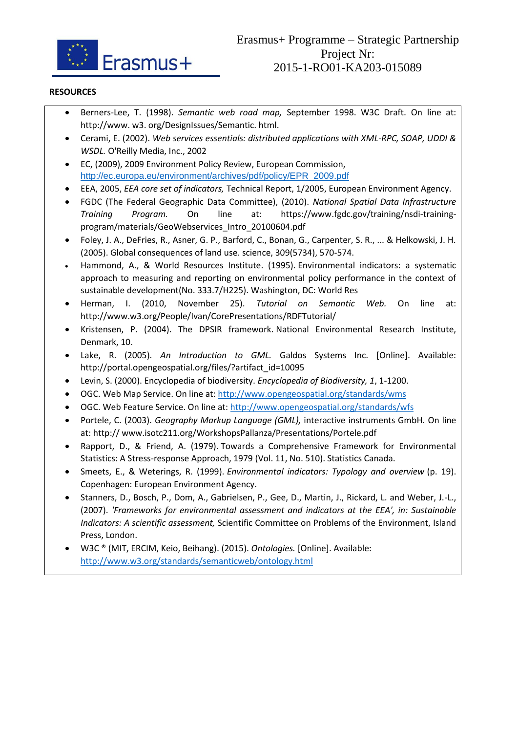**RESOURCES**

- Berners-Lee, T. (1998). *Semantic web road map,* September 1998. W3C Draft. On line at: http://www. w3. org/DesignIssues/Semantic. html.
- Cerami, E. (2002). *Web services essentials: distributed applications with XML-RPC, SOAP, UDDI & WSDL.* O'Reilly Media, Inc., 2002
- EC, (2009), 2009 Environment Policy Review, European Commission, http://ec.europa.eu/environment/archives/pdf/policy/EPR_2009.pdf
- EEA, 2005, *EEA core set of indicators,* Technical Report, 1/2005, European Environment Agency.
- FGDC (The Federal Geographic Data Committee), (2010). *National Spatial Data Infrastructure Training Program.* On line at: https://www.fgdc.gov/training/nsdi-training-program/materials/GeoWebservices_Intro_20100604.pdf
- Foley, J. A., DeFries, R., Asner, G. P., Barford, C., Bonan, G., Carpenter, S. R., ... & Helkowski, J. H. (2005). Global consequences of land use. science, 309(5734), 570-574.
- Hammond, A., & World Resources Institute. (1995). Environmental indicators: a systematic approach to measuring and reporting on environmental policy performance in the context of sustainable development(No. 333.7/H225). Washington, DC: World Res
- Herman, I. (2010, November 25). *Tutorial on Semantic Web.* On line at: http://www.w3.org/People/Ivan/CorePresentations/RDFTutorial/
- Kristensen, P. (2004). The DPSIR framework. National Environmental Research Institute, Denmark, 10.
- Lake, R. (2005). *An Introduction to GML.* Galdos Systems Inc. [Online]. Available: http://portal.opengeospatial.org/files/?artifact_id=10095
- Levin, S. (2000). Encyclopedia of biodiversity. *Encyclopedia of Biodiversity, 1*, 1-1200.
- OGC. Web Map Service. On line at: http://www.opengeospatial.org/standards/wms
- OGC. Web Feature Service. On line at: http://www.opengeospatial.org/standards/wfs
- Portele, C. (2003). *Geography Markup Language (GML),* interactive instruments GmbH. On line at: http:// www.isotc211.org/WorkshopsPallanza/Presentations/Portele.pdf
- Rapport, D., & Friend, A. (1979). Towards a Comprehensive Framework for Environmental Statistics: A Stress-response Approach, 1979 (Vol. 11, No. 510). Statistics Canada.
- Smeets, E., & Weterings, R. (1999). *Environmental indicators: Typology and overview* (p. 19). Copenhagen: European Environment Agency.
- Stanners, D., Bosch, P., Dom, A., Gabrielsen, P., Gee, D., Martin, J., Rickard, L. and Weber, J.-L., (2007). *'Frameworks for environmental assessment and indicators at the EEA', in: Sustainable Indicators: A scientific assessment,* Scientific Committee on Problems of the Environment, Island Press, London.
- W3C ® (MIT, ERCIM, Keio, Beihang). (2015). *Ontologies.* [Online]. Available: http://www.w3.org/standards/semanticweb/ontology.html